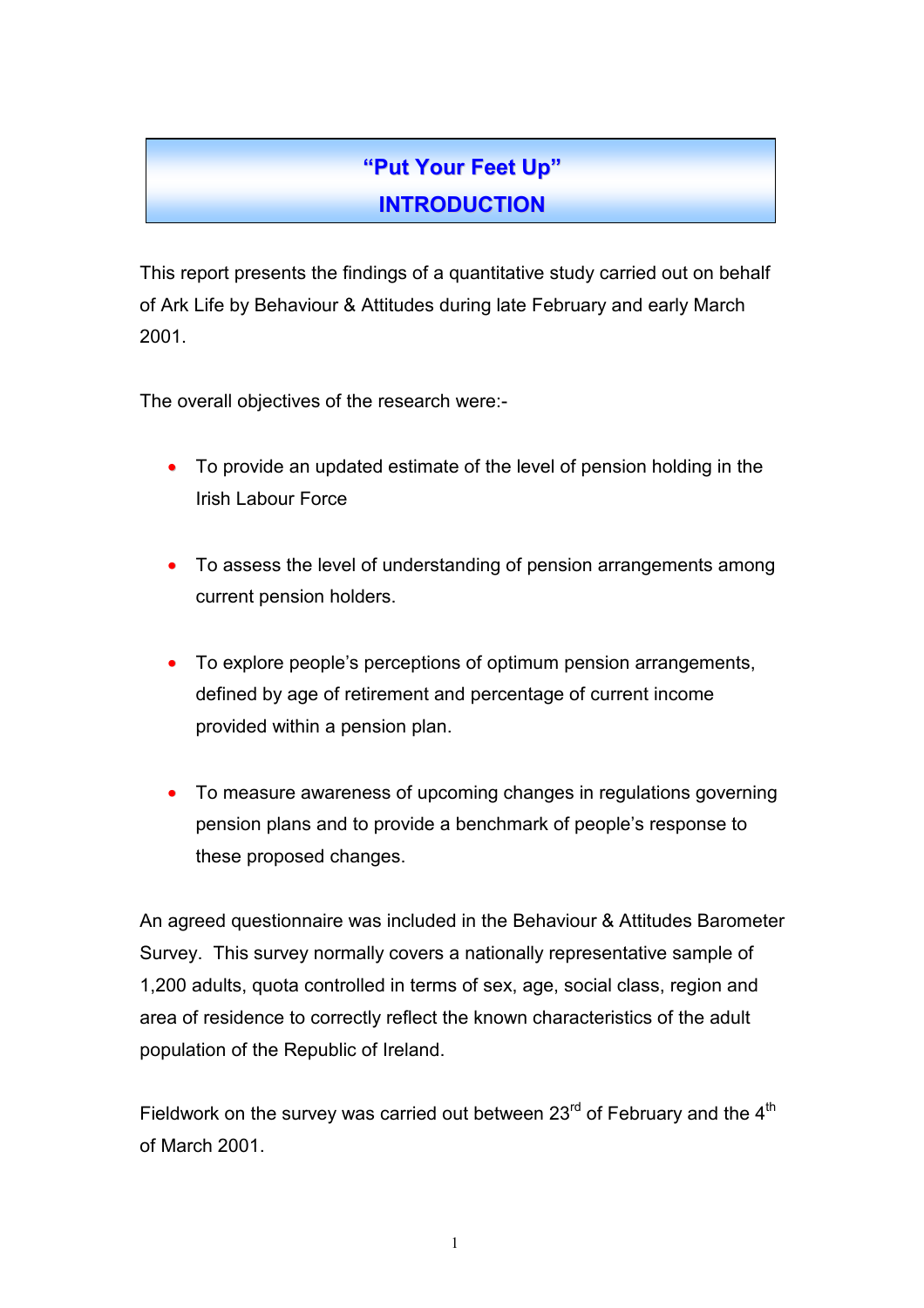# "Put Your Feet Up"
## INTRODUCTION

This report presents the findings of a quantitative study carried out on behalf of Ark Life by Behaviour & Attitudes during late February and early March 2001.

The overall objectives of the research were:-

- To provide an updated estimate of the level of pension holding in the Irish Labour Force
- To assess the level of understanding of pension arrangements among current pension holders.
- To explore people's perceptions of optimum pension arrangements, defined by age of retirement and percentage of current income provided within a pension plan.
- To measure awareness of upcoming changes in regulations governing pension plans and to provide a benchmark of people's response to these proposed changes.

An agreed questionnaire was included in the Behaviour & Attitudes Barometer Survey. This survey normally covers a nationally representative sample of 1,200 adults, quota controlled in terms of sex, age, social class, region and area of residence to correctly reflect the known characteristics of the adult population of the Republic of Ireland.

Fieldwork on the survey was carried out between 23rd of February and the 4th of March 2001.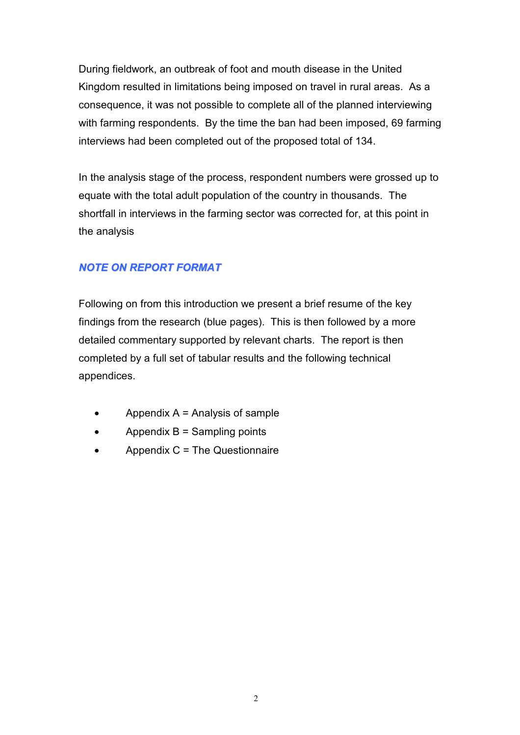During fieldwork, an outbreak of foot and mouth disease in the United Kingdom resulted in limitations being imposed on travel in rural areas. As a consequence, it was not possible to complete all of the planned interviewing with farming respondents. By the time the ban had been imposed, 69 farming interviews had been completed out of the proposed total of 134.

In the analysis stage of the process, respondent numbers were grossed up to equate with the total adult population of the country in thousands. The shortfall in interviews in the farming sector was corrected for, at this point in the analysis

## *NOTE ON REPORT FORMAT*

Following on from this introduction we present a brief resume of the key findings from the research (blue pages). This is then followed by a more detailed commentary supported by relevant charts. The report is then completed by a full set of tabular results and the following technical appendices.

- Appendix A = Analysis of sample
- Appendix B = Sampling points
- Appendix C = The Questionnaire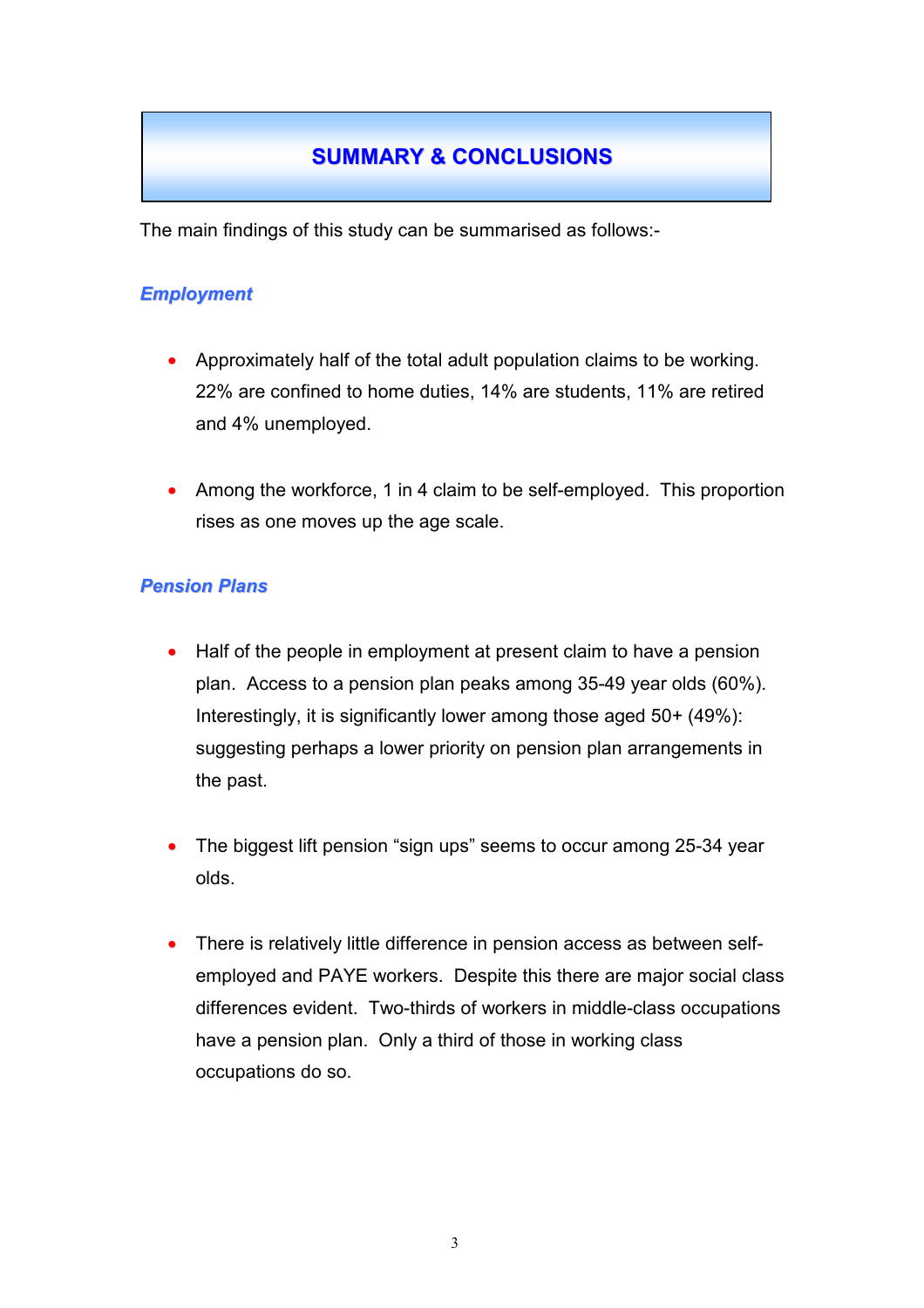# SUMMARY & CONCLUSIONS

The main findings of this study can be summarised as follows:-

### *Employment*

- Approximately half of the total adult population claims to be working. 22% are confined to home duties, 14% are students, 11% are retired and 4% unemployed.

- Among the workforce, 1 in 4 claim to be self-employed. This proportion rises as one moves up the age scale.

### *Pension Plans*

- Half of the people in employment at present claim to have a pension plan. Access to a pension plan peaks among 35-49 year olds (60%). Interestingly, it is significantly lower among those aged 50+ (49%): suggesting perhaps a lower priority on pension plan arrangements in the past.

- The biggest lift pension "sign ups" seems to occur among 25-34 year olds.

- There is relatively little difference in pension access as between self-employed and PAYE workers. Despite this there are major social class differences evident. Two-thirds of workers in middle-class occupations have a pension plan. Only a third of those in working class occupations do so.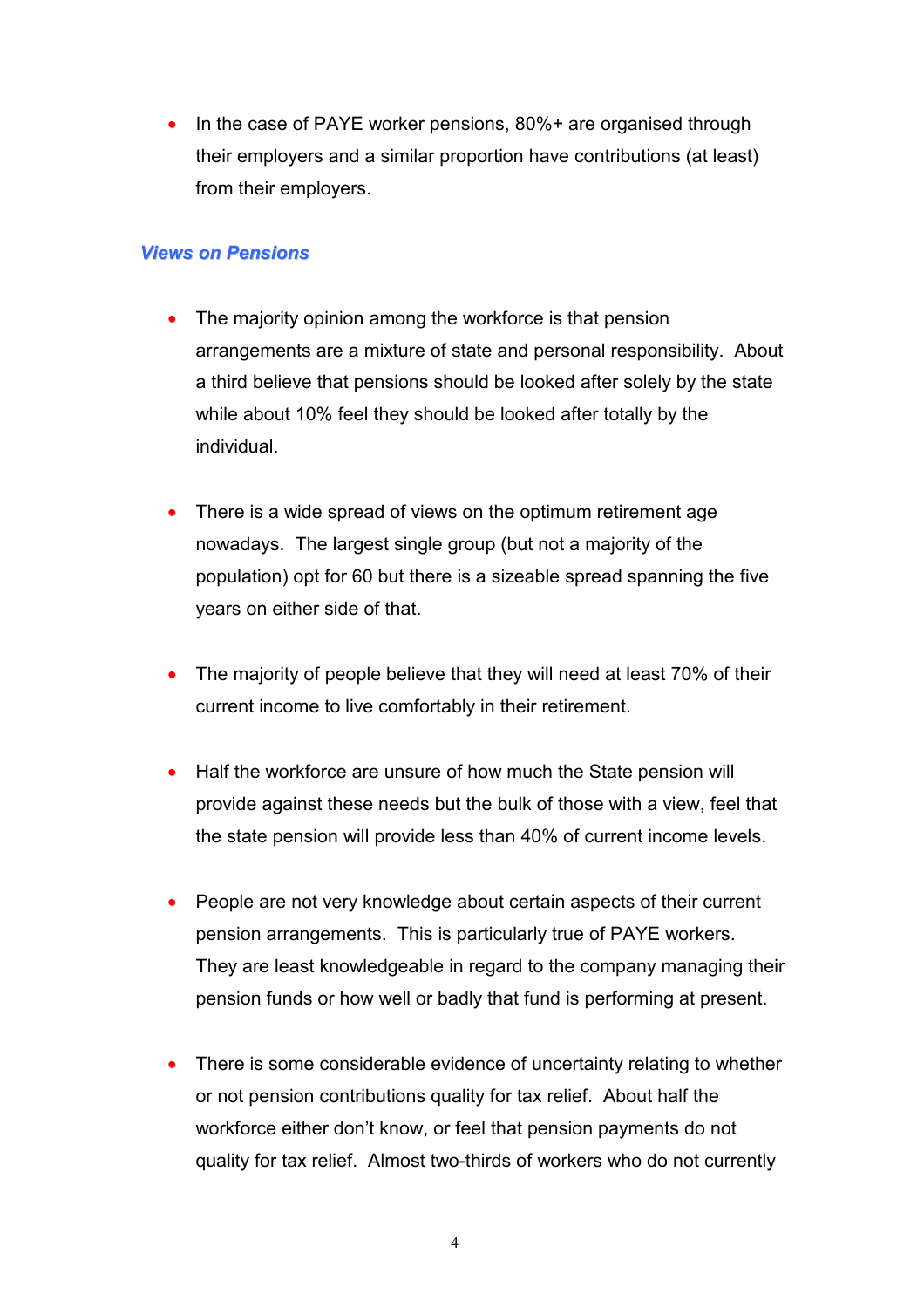- In the case of PAYE worker pensions, 80%+ are organised through their employers and a similar proportion have contributions (at least) from their employers.

### *Views on Pensions*

- The majority opinion among the workforce is that pension arrangements are a mixture of state and personal responsibility. About a third believe that pensions should be looked after solely by the state while about 10% feel they should be looked after totally by the individual.

- There is a wide spread of views on the optimum retirement age nowadays. The largest single group (but not a majority of the population) opt for 60 but there is a sizeable spread spanning the five years on either side of that.

- The majority of people believe that they will need at least 70% of their current income to live comfortably in their retirement.

- Half the workforce are unsure of how much the State pension will provide against these needs but the bulk of those with a view, feel that the state pension will provide less than 40% of current income levels.

- People are not very knowledge about certain aspects of their current pension arrangements. This is particularly true of PAYE workers. They are least knowledgeable in regard to the company managing their pension funds or how well or badly that fund is performing at present.

- There is some considerable evidence of uncertainty relating to whether or not pension contributions quality for tax relief. About half the workforce either don't know, or feel that pension payments do not quality for tax relief. Almost two-thirds of workers who do not currently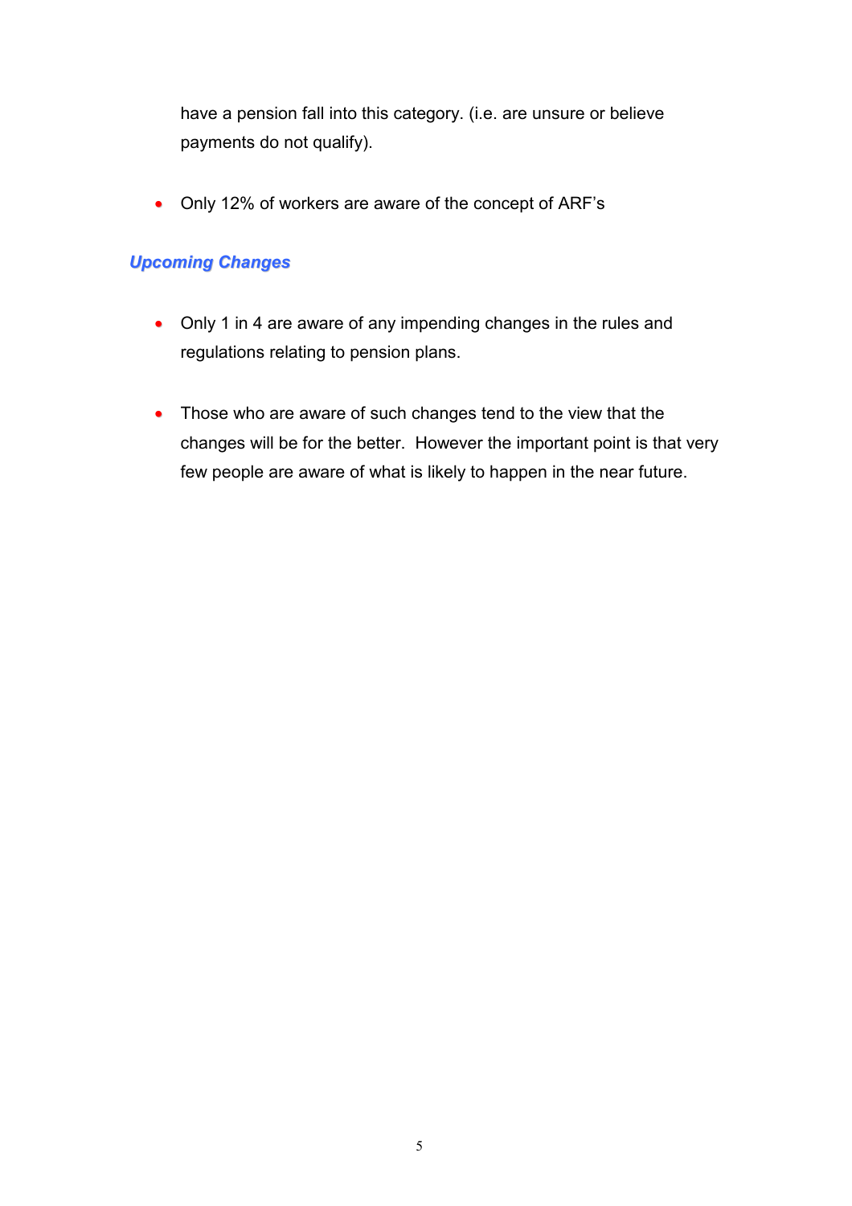have a pension fall into this category. (i.e. are unsure or believe payments do not qualify).

- Only 12% of workers are aware of the concept of ARF's

### *Upcoming Changes*

- Only 1 in 4 are aware of any impending changes in the rules and regulations relating to pension plans.

- Those who are aware of such changes tend to the view that the changes will be for the better. However the important point is that very few people are aware of what is likely to happen in the near future.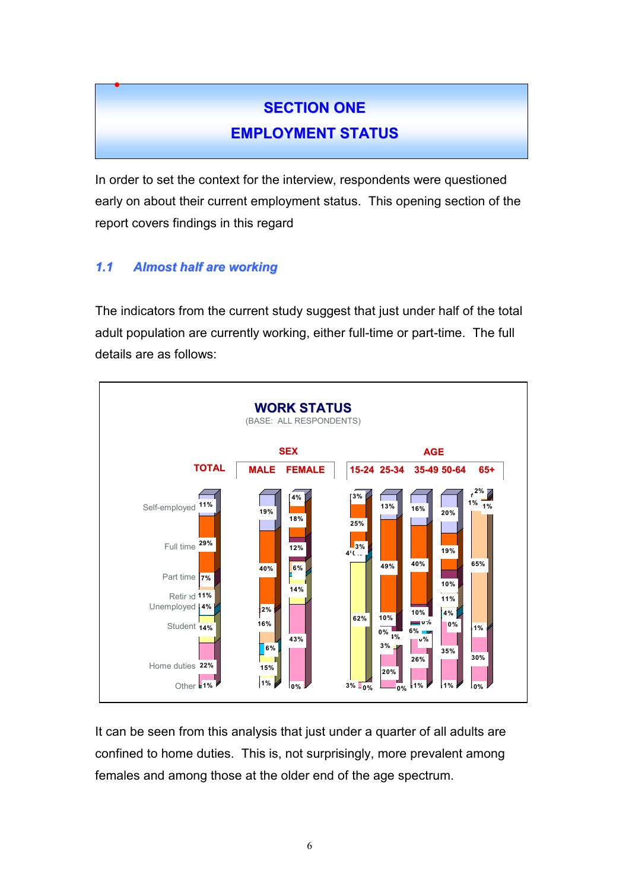# SECTION ONE
# EMPLOYMENT STATUS

In order to set the context for the interview, respondents were questioned early on about their current employment status. This opening section of the report covers findings in this regard

## 1.1 Almost half are working

The indicators from the current study suggest that just under half of the total adult population are currently working, either full-time or part-time. The full details are as follows:

**WORK STATUS**
(BASE: ALL RESPONDENTS)

| | TOTAL | MALE | FEMALE | 15-24 | 25-34 | 35-49 | 50-64 | 65+ |
|---|---|---|---|---|---|---|---|---|
| Self-employed | 11% | 19% | 4% | 3% | 13% | 16% | 20% | 2% |
| Full time | 29% | 40% | 18% | 25% | 49% | 40% | 19% | 1% |
| Part time | 7% | 2% | 12% | 3% | 10% | 10% | 10% | 1% |
| Retired | 11% | 16% | 6% | 4% | 0% | 0% | 11% | 65% |
| Unemployed | 4% | 6% | 1% | 4% | 4% | 6% | 4% | 1% |
| Student | 14% | 15% | 14% | 62% | 3% | 0% | 0% | 1% |
| Home duties | 22% | 1% | 43% | 3% | 20% | 26% | 35% | 30% |
| Other | 1% | 1% | 0% | 0% | 0% | 1% | 1% | 0% |

It can be seen from this analysis that just under a quarter of all adults are confined to home duties. This is, not surprisingly, more prevalent among females and among those at the older end of the age spectrum.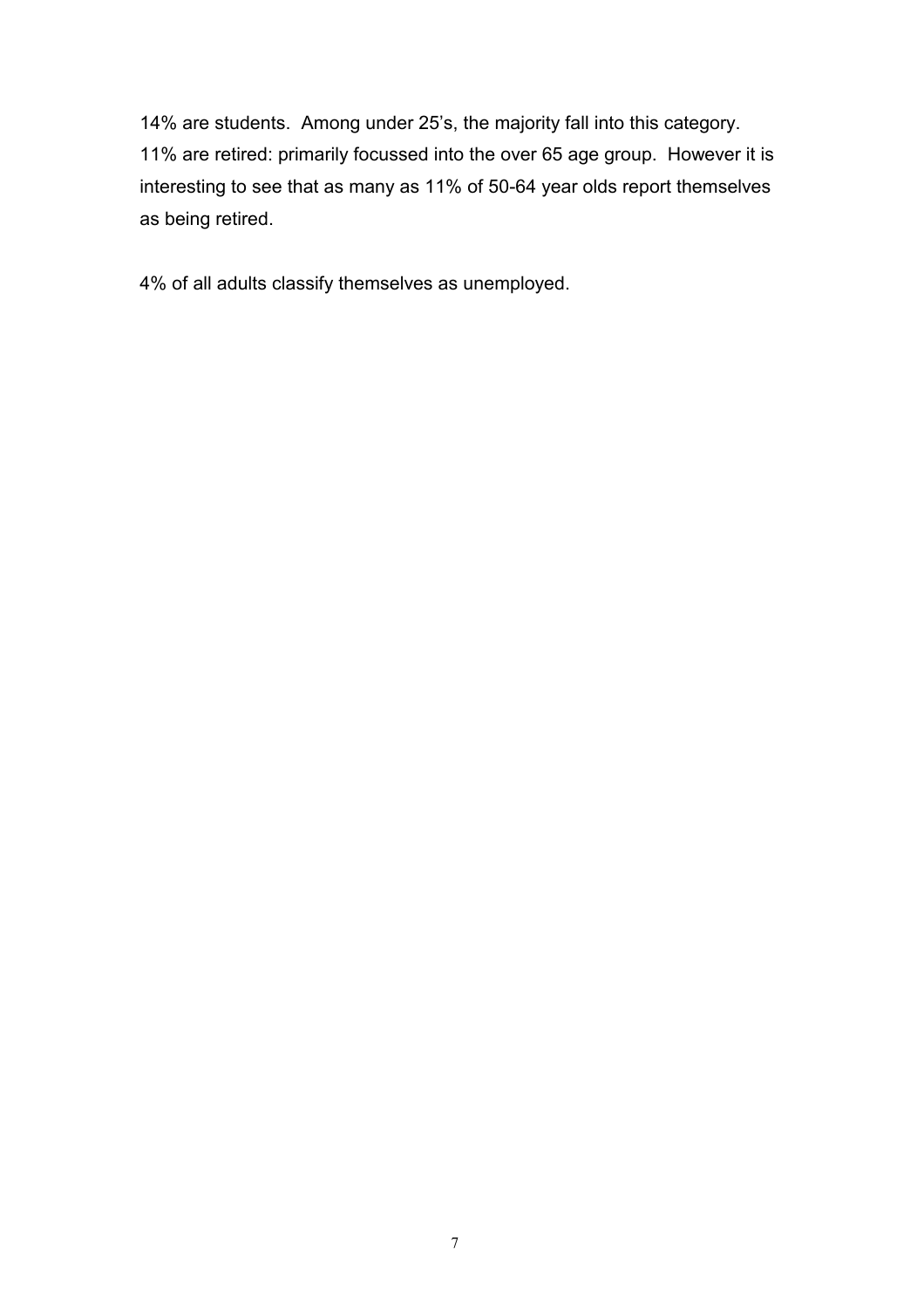14% are students. Among under 25's, the majority fall into this category. 11% are retired: primarily focussed into the over 65 age group. However it is interesting to see that as many as 11% of 50-64 year olds report themselves as being retired.

4% of all adults classify themselves as unemployed.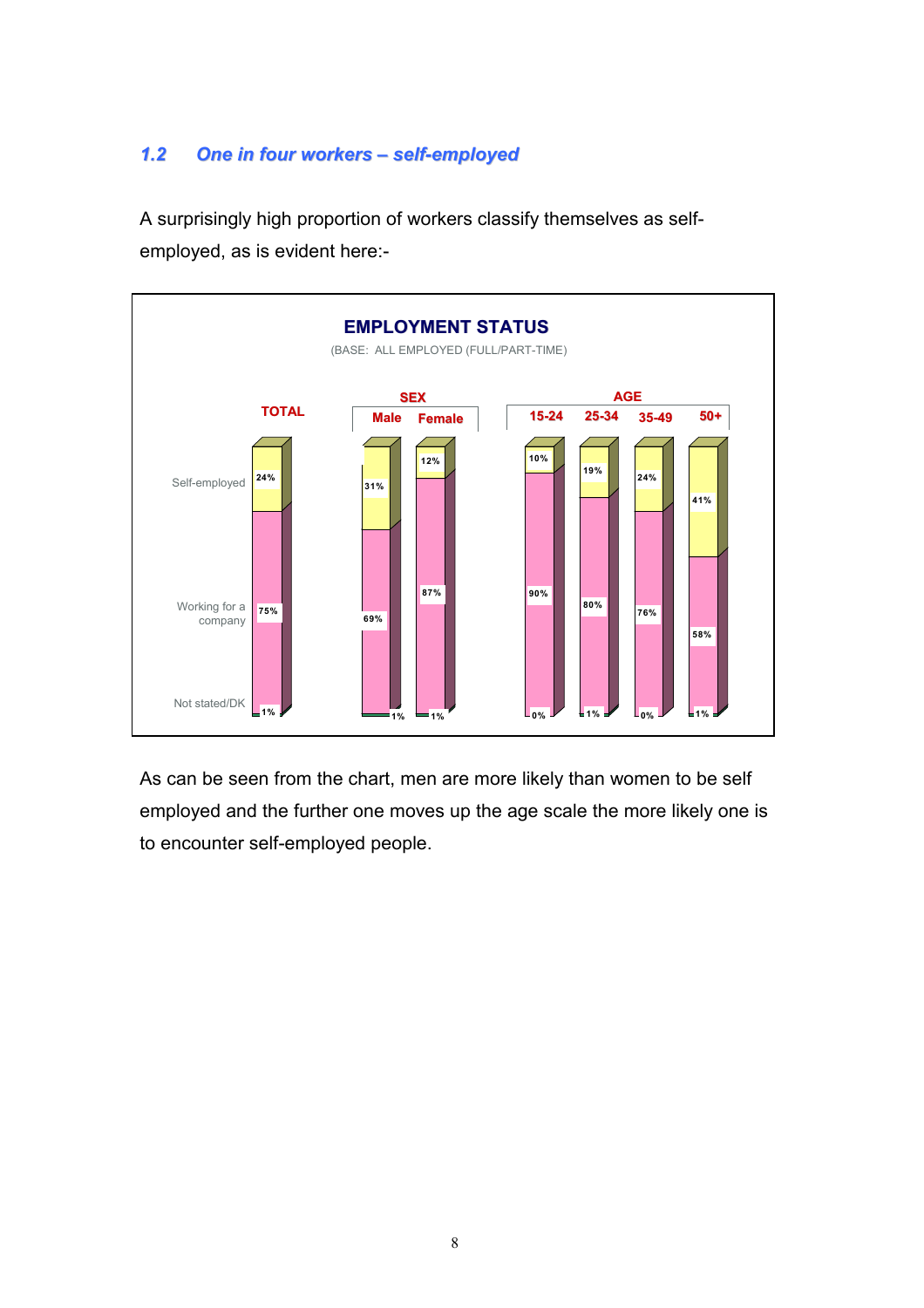## 1.2 One in four workers – self-employed

A surprisingly high proportion of workers classify themselves as self-employed, as is evident here:-

**EMPLOYMENT STATUS**

(BASE: ALL EMPLOYED (FULL/PART-TIME)

| | TOTAL | SEX: Male | SEX: Female | AGE: 15-24 | AGE: 25-34 | AGE: 35-49 | AGE: 50+ |
|---|---|---|---|---|---|---|---|
| Self-employed | 24% | 31% | 12% | 10% | 19% | 24% | 41% |
| Working for a company | 75% | 69% | 87% | 90% | 80% | 76% | 58% |
| Not stated/DK | 1% | 1% | 1% | 0% | 1% | 0% | 1% |

As can be seen from the chart, men are more likely than women to be self employed and the further one moves up the age scale the more likely one is to encounter self-employed people.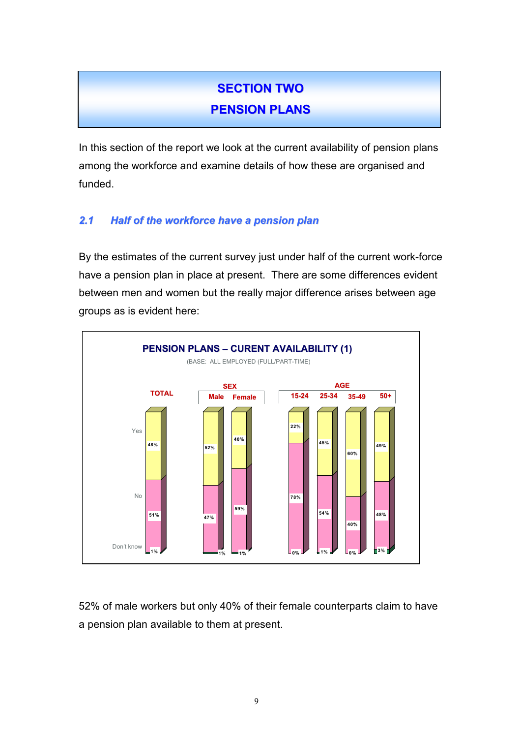# SECTION TWO
# PENSION PLANS

In this section of the report we look at the current availability of pension plans among the workforce and examine details of how these are organised and funded.

## *2.1 Half of the workforce have a pension plan*

By the estimates of the current survey just under half of the current work-force have a pension plan in place at present. There are some differences evident between men and women but the really major difference arises between age groups as is evident here:

**PENSION PLANS – CURENT AVAILABILITY (1)**

(BASE: ALL EMPLOYED (FULL/PART-TIME)

| | TOTAL | SEX | | AGE | | | |
|---|---|---|---|---|---|---|---|
| | | Male | Female | 15-24 | 25-34 | 35-49 | 50+ |
| Yes | 48% | 52% | 40% | 22% | 45% | 60% | 49% |
| No | 51% | 47% | 59% | 78% | 54% | 40% | 48% |
| Don't know | 1% | 1% | 1% | 0% | 1% | 0% | 3% |

52% of male workers but only 40% of their female counterparts claim to have a pension plan available to them at present.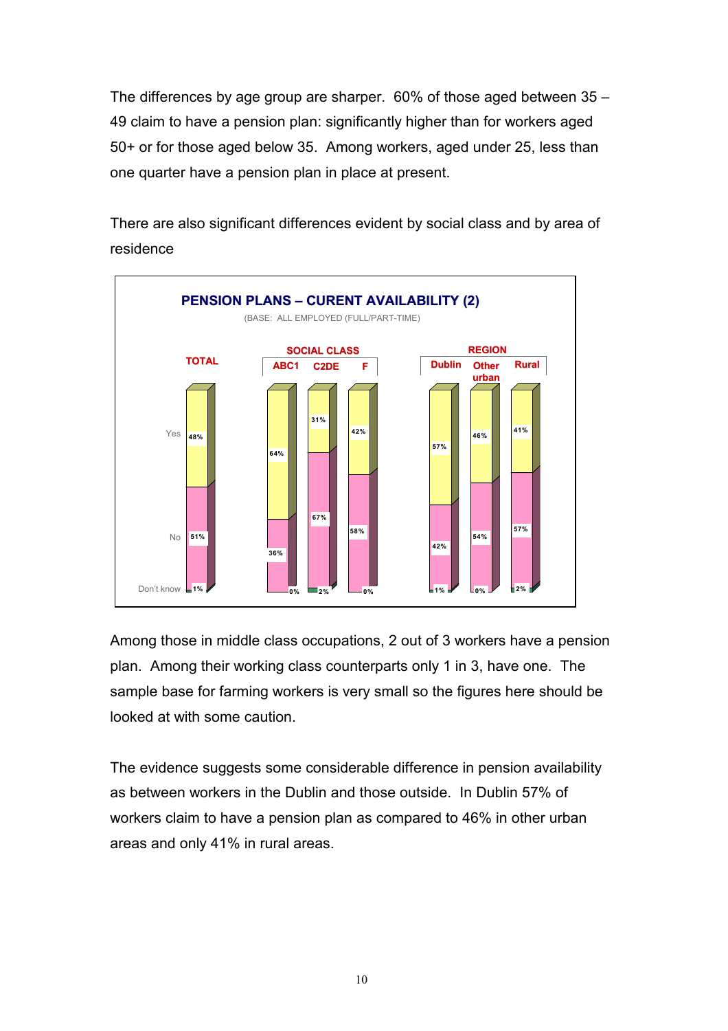The differences by age group are sharper. 60% of those aged between 35 – 49 claim to have a pension plan: significantly higher than for workers aged 50+ or for those aged below 35. Among workers, aged under 25, less than one quarter have a pension plan in place at present.

There are also significant differences evident by social class and by area of residence

**PENSION PLANS – CURENT AVAILABILITY (2)**

(BASE: ALL EMPLOYED (FULL/PART-TIME)

| | TOTAL | SOCIAL CLASS: ABC1 | SOCIAL CLASS: C2DE | SOCIAL CLASS: F | REGION: Dublin | REGION: Other urban | REGION: Rural |
|---|---|---|---|---|---|---|---|
| Yes | 48% | 64% | 31% | 42% | 57% | 46% | 41% |
| No | 51% | 36% | 67% | 58% | 42% | 54% | 57% |
| Don't know | 1% | 0% | 2% | 0% | 1% | 0% | 2% |

Among those in middle class occupations, 2 out of 3 workers have a pension plan. Among their working class counterparts only 1 in 3, have one. The sample base for farming workers is very small so the figures here should be looked at with some caution.

The evidence suggests some considerable difference in pension availability as between workers in the Dublin and those outside. In Dublin 57% of workers claim to have a pension plan as compared to 46% in other urban areas and only 41% in rural areas.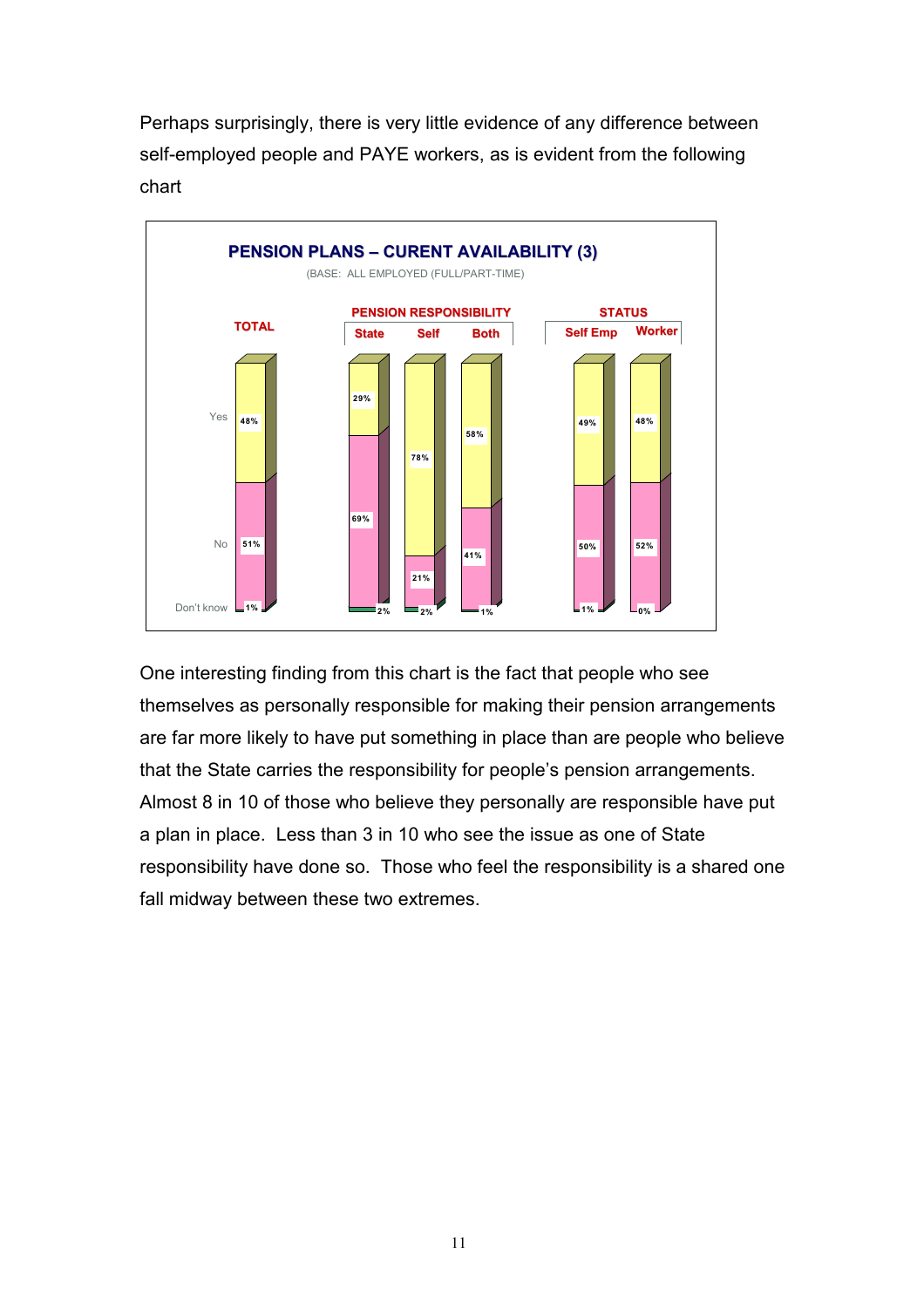Perhaps surprisingly, there is very little evidence of any difference between self-employed people and PAYE workers, as is evident from the following chart

**PENSION PLANS – CURENT AVAILABILITY (3)**

(BASE: ALL EMPLOYED (FULL/PART-TIME)

| | TOTAL | PENSION RESPONSIBILITY: State | PENSION RESPONSIBILITY: Self | PENSION RESPONSIBILITY: Both | STATUS: Self Emp | STATUS: Worker |
|---|---|---|---|---|---|---|
| Yes | 48% | 29% | 78% | 58% | 49% | 48% |
| No | 51% | 69% | 21% | 41% | 50% | 52% |
| Don't know | 1% | 2% | 2% | 1% | 1% | 0% |

One interesting finding from this chart is the fact that people who see themselves as personally responsible for making their pension arrangements are far more likely to have put something in place than are people who believe that the State carries the responsibility for people's pension arrangements. Almost 8 in 10 of those who believe they personally are responsible have put a plan in place. Less than 3 in 10 who see the issue as one of State responsibility have done so. Those who feel the responsibility is a shared one fall midway between these two extremes.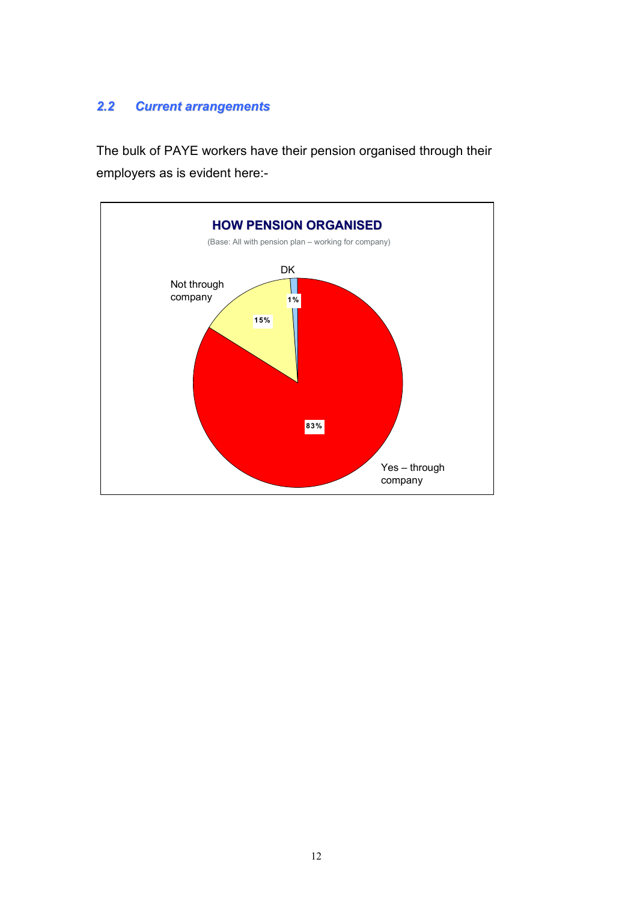## *2.2 Current arrangements*

The bulk of PAYE workers have their pension organised through their employers as is evident here:-

**HOW PENSION ORGANISED**

(Base: All with pension plan – working for company)

| Response | % |
|---|---|
| Yes – through company | 83% |
| Not through company | 15% |
| DK | 1% |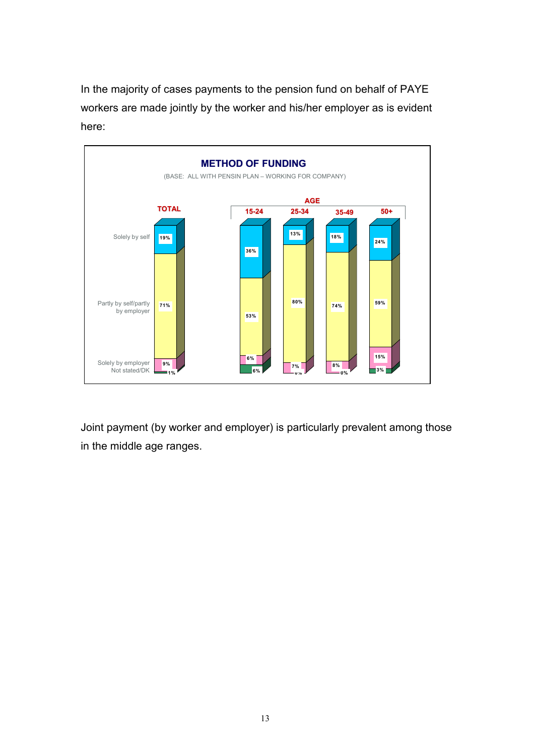In the majority of cases payments to the pension fund on behalf of PAYE workers are made jointly by the worker and his/her employer as is evident here:

**METHOD OF FUNDING**

(BASE: ALL WITH PENSIN PLAN – WORKING FOR COMPANY)

| | TOTAL | AGE 15-24 | AGE 25-34 | AGE 35-49 | AGE 50+ |
|---|---|---|---|---|---|
| Solely by self | 19% | 36% | 13% | 18% | 24% |
| Partly by self/partly by employer | 71% | 53% | 80% | 74% | 59% |
| Solely by employer | 9% | 6% | 7% | 8% | 15% |
| Not stated/DK | 1% | 6% | 0% | 0% | 3% |

Joint payment (by worker and employer) is particularly prevalent among those in the middle age ranges.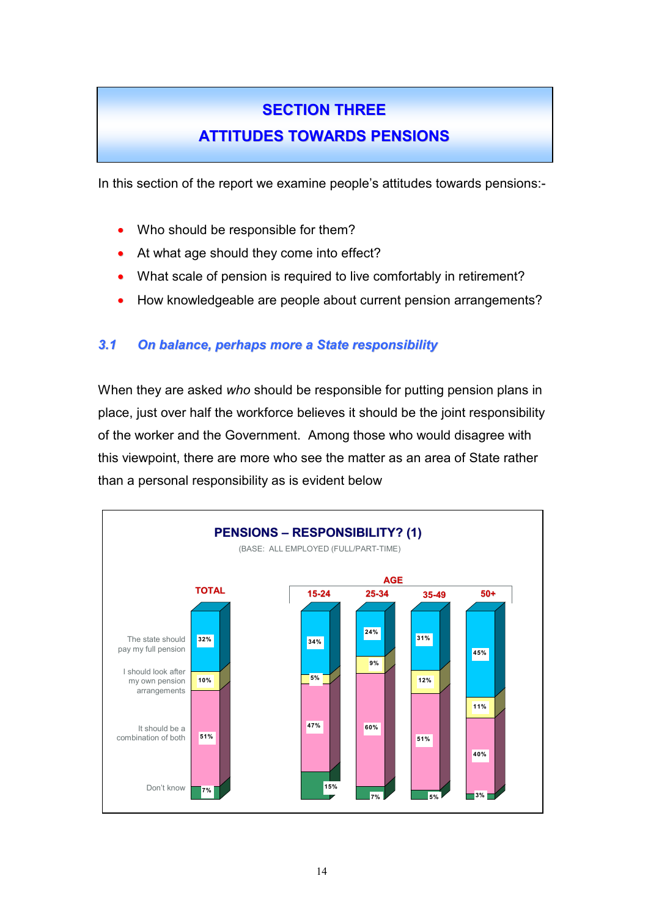# SECTION THREE
# ATTITUDES TOWARDS PENSIONS

In this section of the report we examine people's attitudes towards pensions:-

- Who should be responsible for them?
- At what age should they come into effect?
- What scale of pension is required to live comfortably in retirement?
- How knowledgeable are people about current pension arrangements?

## *3.1 On balance, perhaps more a State responsibility*

When they are asked *who* should be responsible for putting pension plans in place, just over half the workforce believes it should be the joint responsibility of the worker and the Government. Among those who would disagree with this viewpoint, there are more who see the matter as an area of State rather than a personal responsibility as is evident below

**PENSIONS – RESPONSIBILITY? (1)**

(BASE: ALL EMPLOYED (FULL/PART-TIME)

| | TOTAL | AGE 15-24 | AGE 25-34 | AGE 35-49 | AGE 50+ |
|---|---|---|---|---|---|
| The state should pay my full pension | 32% | 34% | 24% | 31% | 45% |
| I should look after my own pension arrangements | 10% | 5% | 9% | 12% | 11% |
| It should be a combination of both | 51% | 47% | 60% | 51% | 40% |
| Don't know | 7% | 15% | 7% | 5% | 3% |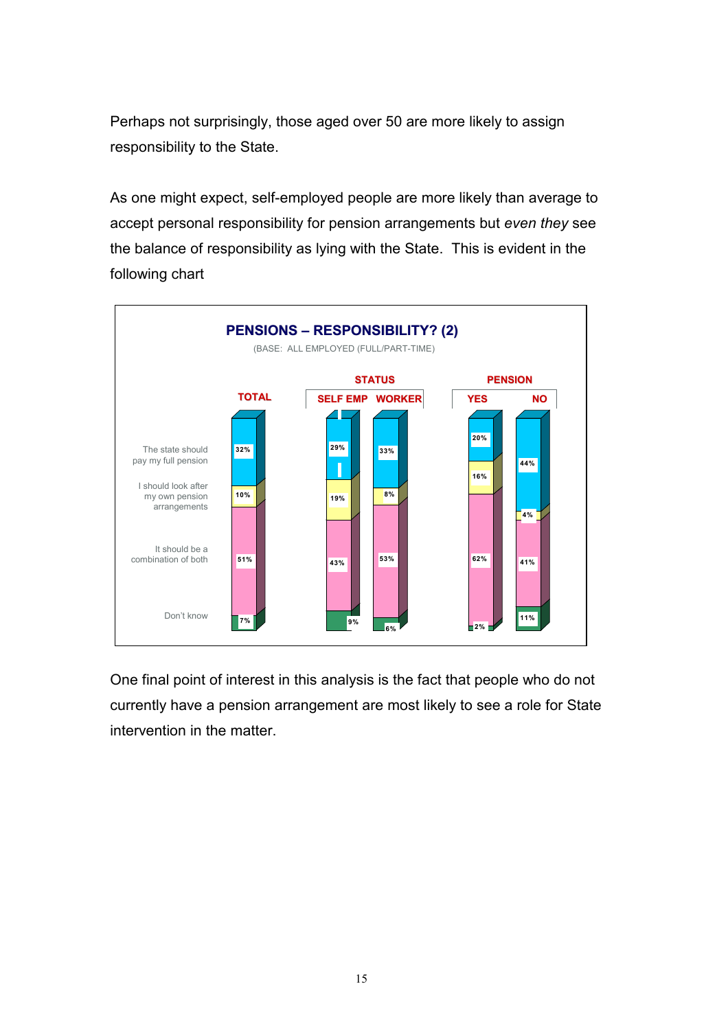Perhaps not surprisingly, those aged over 50 are more likely to assign responsibility to the State.

As one might expect, self-employed people are more likely than average to accept personal responsibility for pension arrangements but *even they* see the balance of responsibility as lying with the State. This is evident in the following chart

**PENSIONS – RESPONSIBILITY? (2)**

(BASE: ALL EMPLOYED (FULL/PART-TIME)

| | TOTAL | STATUS: SELF EMP | STATUS: WORKER | PENSION: YES | PENSION: NO |
|---|---|---|---|---|---|
| The state should pay my full pension | 32% | 29% | 33% | 20% | 44% |
| I should look after my own pension arrangements | 10% | 19% | 8% | 16% | 4% |
| It should be a combination of both | 51% | 43% | 53% | 62% | 41% |
| Don't know | 7% | 9% | 6% | 2% | 11% |

One final point of interest in this analysis is the fact that people who do not currently have a pension arrangement are most likely to see a role for State intervention in the matter.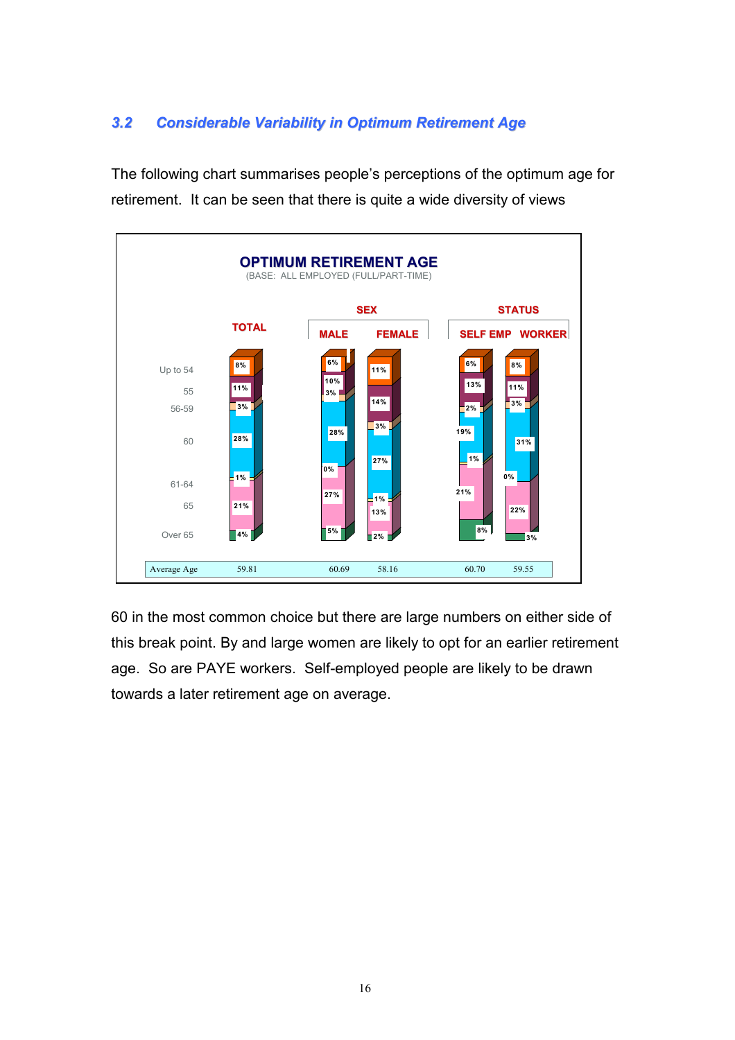### 3.2 Considerable Variability in Optimum Retirement Age

The following chart summarises people's perceptions of the optimum age for retirement. It can be seen that there is quite a wide diversity of views

**OPTIMUM RETIREMENT AGE**
(BASE: ALL EMPLOYED (FULL/PART-TIME))

| | TOTAL | SEX: MALE | SEX: FEMALE | STATUS: SELF EMP | STATUS: WORKER |
|---|---|---|---|---|---|
| Up to 54 | 8% | 6% | 11% | 6% | 8% |
| 55 | 11% | 10% | 14% | 13% | 11% |
| 56-59 | 3% | 3% | 3% | 2% | 3% |
| 60 | 28% | 28% | 27% | 19% | 31% |
| 61-64 | 1% | 0% | 1% | 1% | 0% |
| 65 | 21% | 27% | 13% | 21% | 22% |
| Over 65 | 4% | 5% | 2% | 8% | 3% |
| Average Age | 59.81 | 60.69 | 58.16 | 60.70 | 59.55 |

60 in the most common choice but there are large numbers on either side of this break point. By and large women are likely to opt for an earlier retirement age. So are PAYE workers. Self-employed people are likely to be drawn towards a later retirement age on average.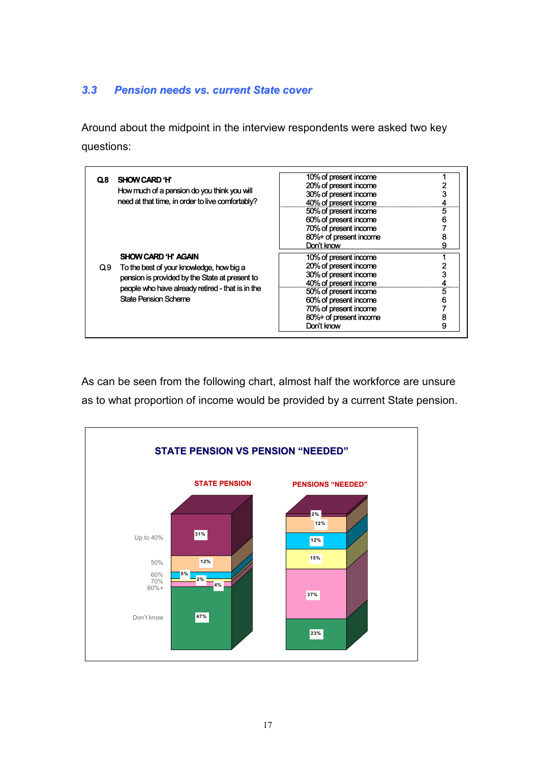### 3.3 Pension needs vs. current State cover

Around about the midpoint in the interview respondents were asked two key questions:

| | | | |
|---|---|---|---|
| **Q.8** | **SHOW CARD 'H'**<br>How much of a pension do you think you will need at that time, in order to live comfortably? | 10% of present income | 1 |
| | | 20% of present income | 2 |
| | | 30% of present income | 3 |
| | | 40% of present income | 4 |
| | | 50% of present income | 5 |
| | | 60% of present income | 6 |
| | | 70% of present income | 7 |
| | | 80%+ of present income | 8 |
| | | Don't know | 9 |
| **Q.9** | **SHOW CARD 'H' AGAIN**<br>To the best of your knowledge, how big a pension is provided by the State at present to people who have already retired - that is in the State Pension Scheme | 10% of present income | 1 |
| | | 20% of present income | 2 |
| | | 30% of present income | 3 |
| | | 40% of present income | 4 |
| | | 50% of present income | 5 |
| | | 60% of present income | 6 |
| | | 70% of present income | 7 |
| | | 80%+ of present income | 8 |
| | | Don't know | 9 |

As can be seen from the following chart, almost half the workforce are unsure as to what proportion of income would be provided by a current State pension.

**STATE PENSION VS PENSION "NEEDED"**

| | STATE PENSION | PENSIONS "NEEDED" |
|---|---|---|
| Up to 40% | 31% | 12% |
| 50% | 12% | 15% |
| 60% | 5% | 37% |
| 70% | 2% | 12% |
| 80%+ | 4% | 2% |
| Don't know | 47% | 23% |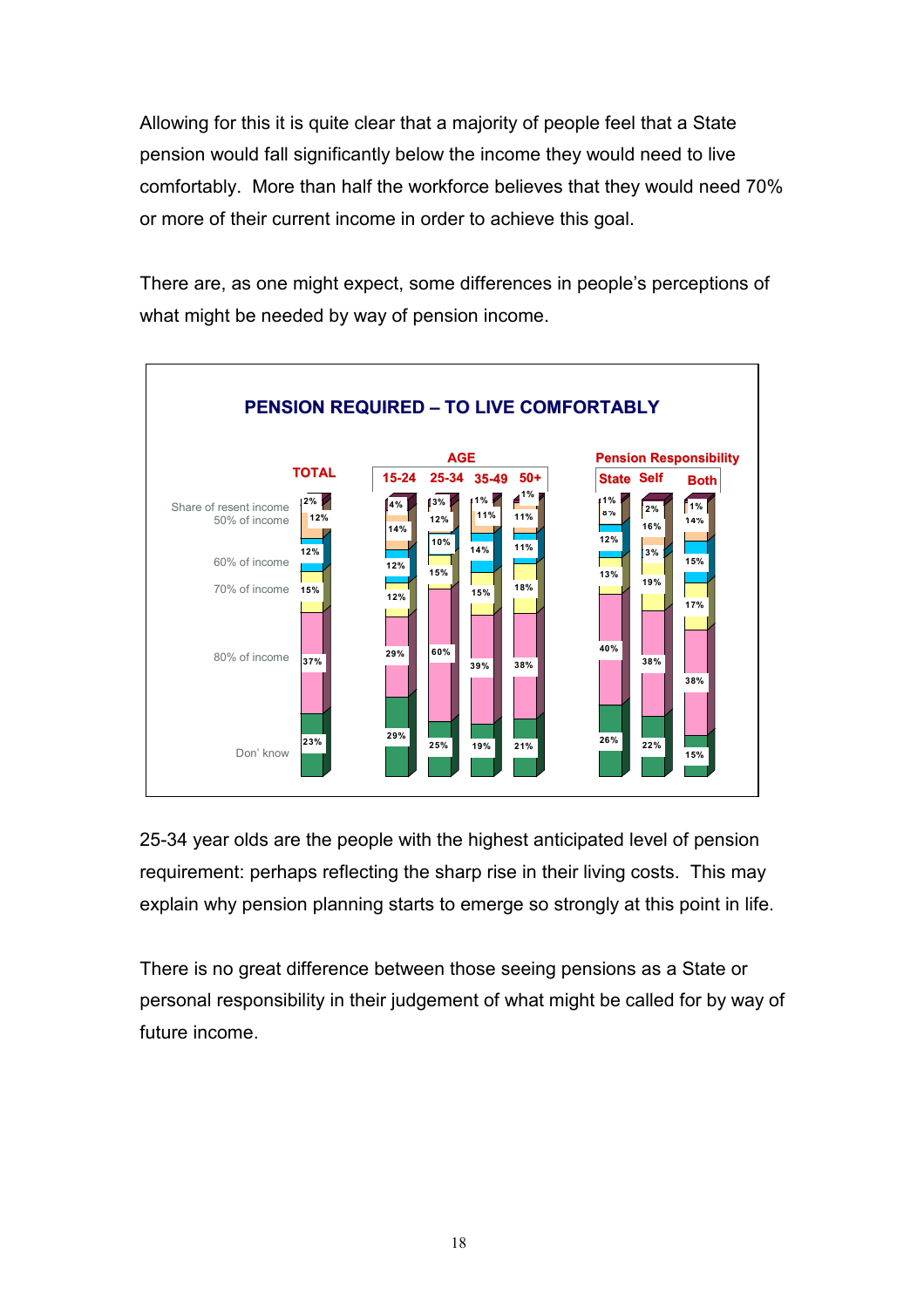Allowing for this it is quite clear that a majority of people feel that a State pension would fall significantly below the income they would need to live comfortably. More than half the workforce believes that they would need 70% or more of their current income in order to achieve this goal.

There are, as one might expect, some differences in people's perceptions of what might be needed by way of pension income.

**PENSION REQUIRED – TO LIVE COMFORTABLY**

| Share of resent income | TOTAL | AGE 15-24 | AGE 25-34 | AGE 35-49 | AGE 50+ | Pension Responsibility State | Pension Responsibility Self | Pension Responsibility Both |
|---|---|---|---|---|---|---|---|---|
| | 2% | 4% | 3% | 1% | 1% | 1% | 2% | 1% |
| 50% of income | 12% | 14% | 12% | 11% | 11% | 6% | 16% | 14% |
| 60% of income | 12% | 12% | 10% | 14% | 11% | 12% | 3% | 15% |
| 70% of income | 15% | 12% | 15% | 15% | 18% | 13% | 19% | 17% |
| 80% of income | 37% | 29% | 60% | 39% | 38% | 40% | 38% | 38% |
| Don' know | 23% | 29% | 25% | 19% | 21% | 26% | 22% | 15% |

25-34 year olds are the people with the highest anticipated level of pension requirement: perhaps reflecting the sharp rise in their living costs. This may explain why pension planning starts to emerge so strongly at this point in life.

There is no great difference between those seeing pensions as a State or personal responsibility in their judgement of what might be called for by way of future income.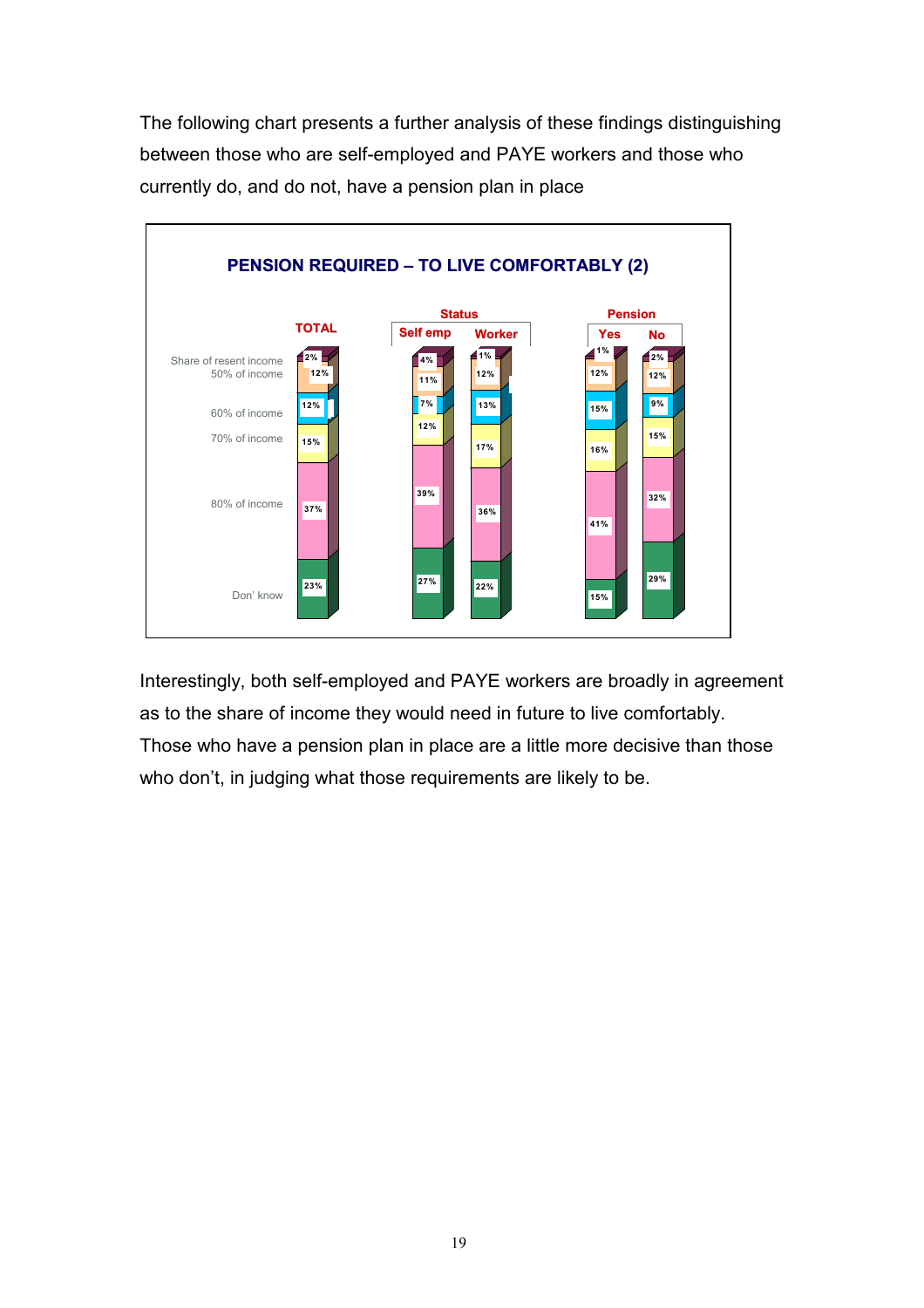The following chart presents a further analysis of these findings distinguishing between those who are self-employed and PAYE workers and those who currently do, and do not, have a pension plan in place

**PENSION REQUIRED – TO LIVE COMFORTABLY (2)**

| Share of resent income | TOTAL | Status: Self emp | Status: Worker | Pension: Yes | Pension: No |
|---|---|---|---|---|---|
| (top segment) | 2% | 4% | 1% | 1% | 2% |
| 50% of income | 12% | 11% | 12% | 12% | 12% |
| 60% of income | 12% | 7% | 13% | 15% | 9% |
| 70% of income | 15% | 12% | 17% | 16% | 15% |
| 80% of income | 37% | 39% | 36% | 41% | 32% |
| Don' know | 23% | 27% | 22% | 15% | 29% |

Interestingly, both self-employed and PAYE workers are broadly in agreement as to the share of income they would need in future to live comfortably. Those who have a pension plan in place are a little more decisive than those who don't, in judging what those requirements are likely to be.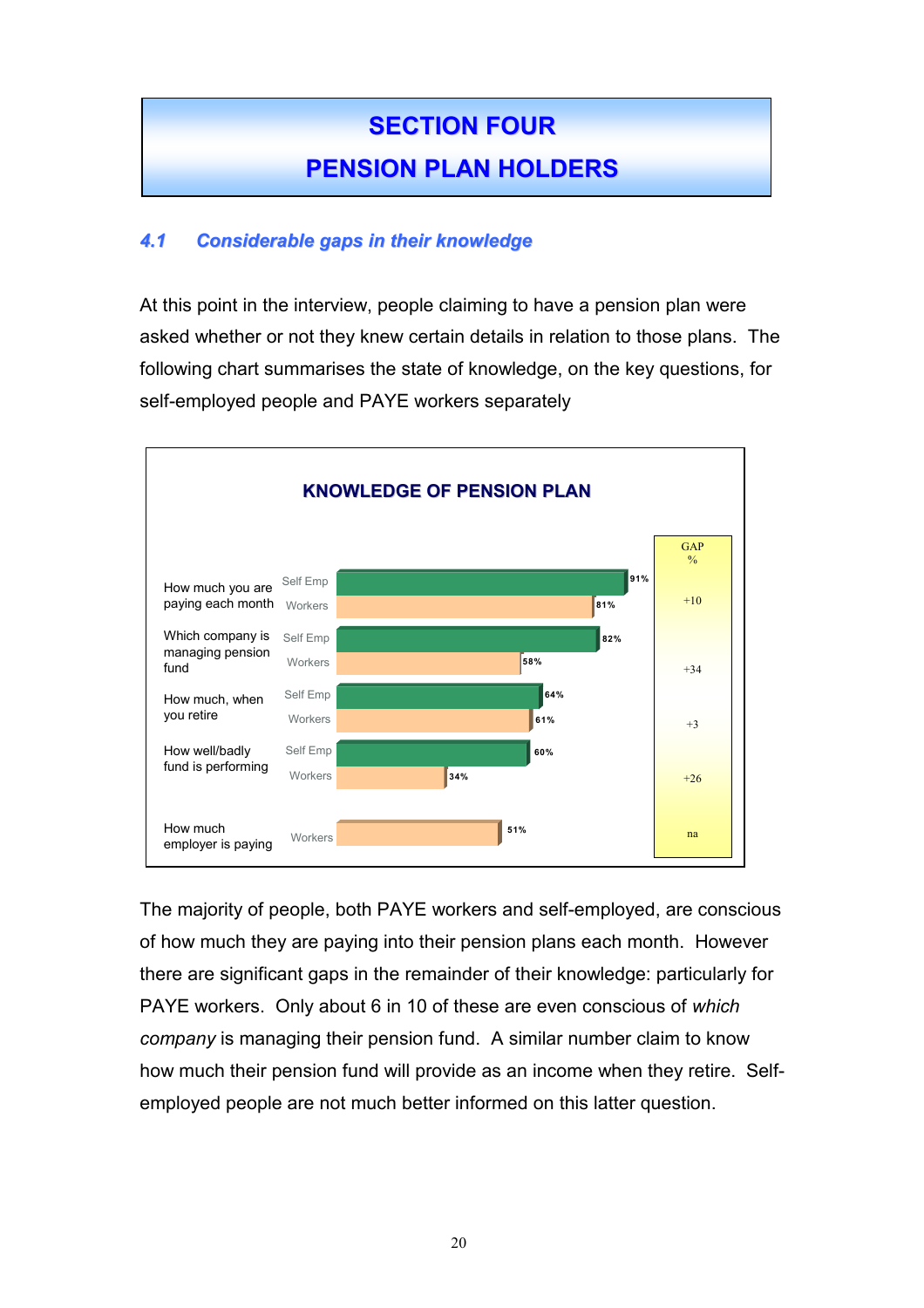# SECTION FOUR

# PENSION PLAN HOLDERS

### *4.1 Considerable gaps in their knowledge*

At this point in the interview, people claiming to have a pension plan were asked whether or not they knew certain details in relation to those plans. The following chart summarises the state of knowledge, on the key questions, for self-employed people and PAYE workers separately

**KNOWLEDGE OF PENSION PLAN**

| | | % | GAP % |
|---|---|---|---|
| How much you are paying each month | Self Emp | 91% | +10 |
| | Workers | 81% | |
| Which company is managing pension fund | Self Emp | 82% | +34 |
| | Workers | 58% | |
| How much, when you retire | Self Emp | 64% | +3 |
| | Workers | 61% | |
| How well/badly fund is performing | Self Emp | 60% | +26 |
| | Workers | 34% | |
| How much employer is paying | Workers | 51% | na |

The majority of people, both PAYE workers and self-employed, are conscious of how much they are paying into their pension plans each month. However there are significant gaps in the remainder of their knowledge: particularly for PAYE workers. Only about 6 in 10 of these are even conscious of *which company* is managing their pension fund. A similar number claim to know how much their pension fund will provide as an income when they retire. Self-employed people are not much better informed on this latter question.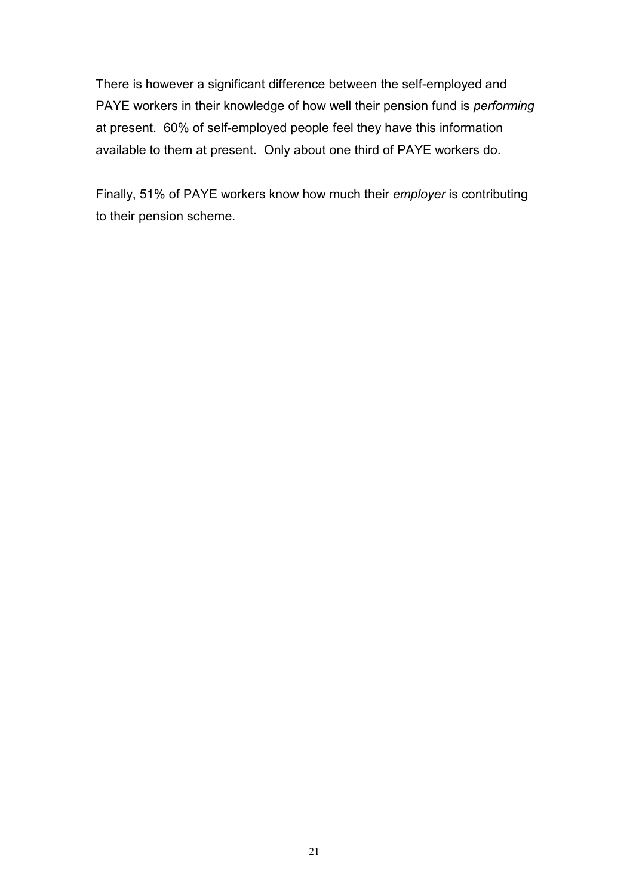There is however a significant difference between the self-employed and PAYE workers in their knowledge of how well their pension fund is *performing* at present. 60% of self-employed people feel they have this information available to them at present. Only about one third of PAYE workers do.

Finally, 51% of PAYE workers know how much their *employer* is contributing to their pension scheme.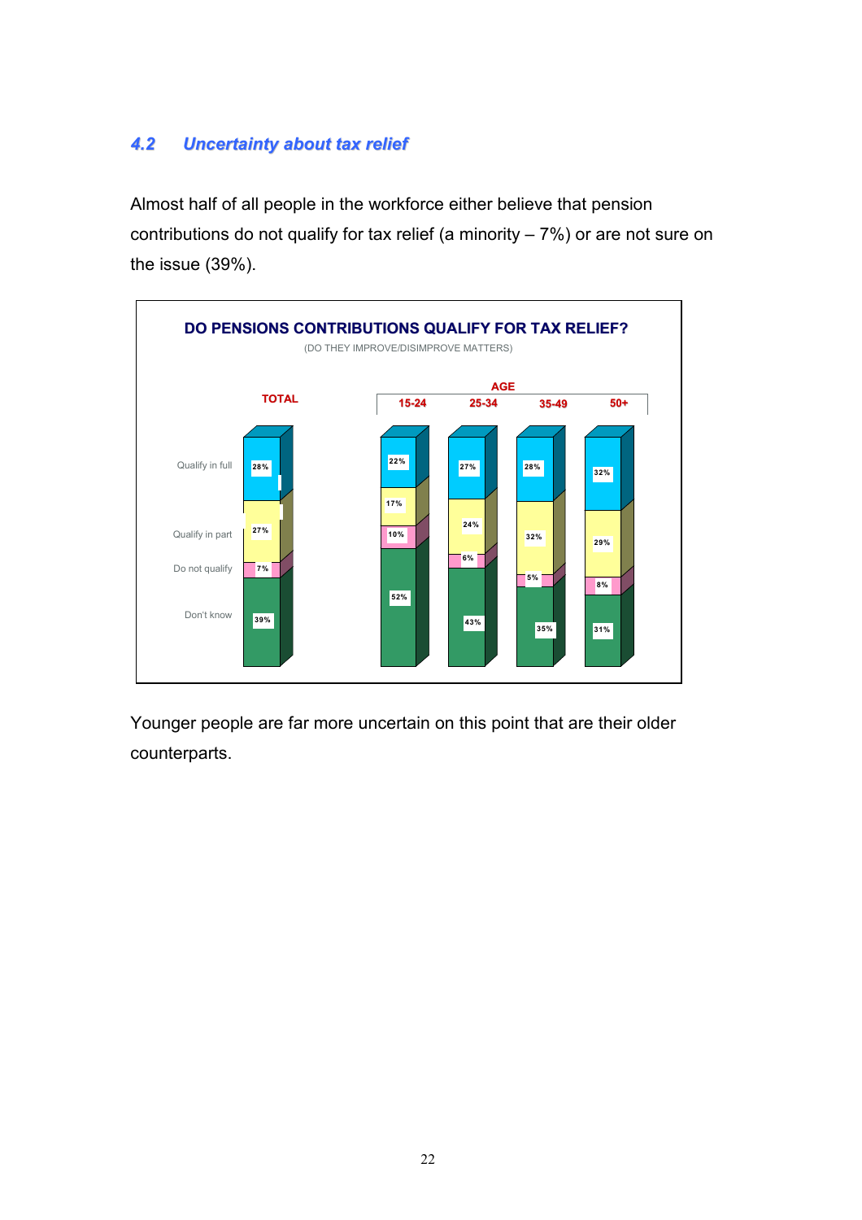## 4.2 Uncertainty about tax relief

Almost half of all people in the workforce either believe that pension contributions do not qualify for tax relief (a minority – 7%) or are not sure on the issue (39%).

**DO PENSIONS CONTRIBUTIONS QUALIFY FOR TAX RELIEF?**

(DO THEY IMPROVE/DISIMPROVE MATTERS)

| | TOTAL | AGE 15-24 | AGE 25-34 | AGE 35-49 | AGE 50+ |
|---|---|---|---|---|---|
| Qualify in full | 28% | 22% | 27% | 28% | 32% |
| Qualify in part | 27% | 17% | 24% | 32% | 29% |
| Do not qualify | 7% | 10% | 6% | 5% | 8% |
| Don't know | 39% | 52% | 43% | 35% | 31% |

Younger people are far more uncertain on this point that are their older counterparts.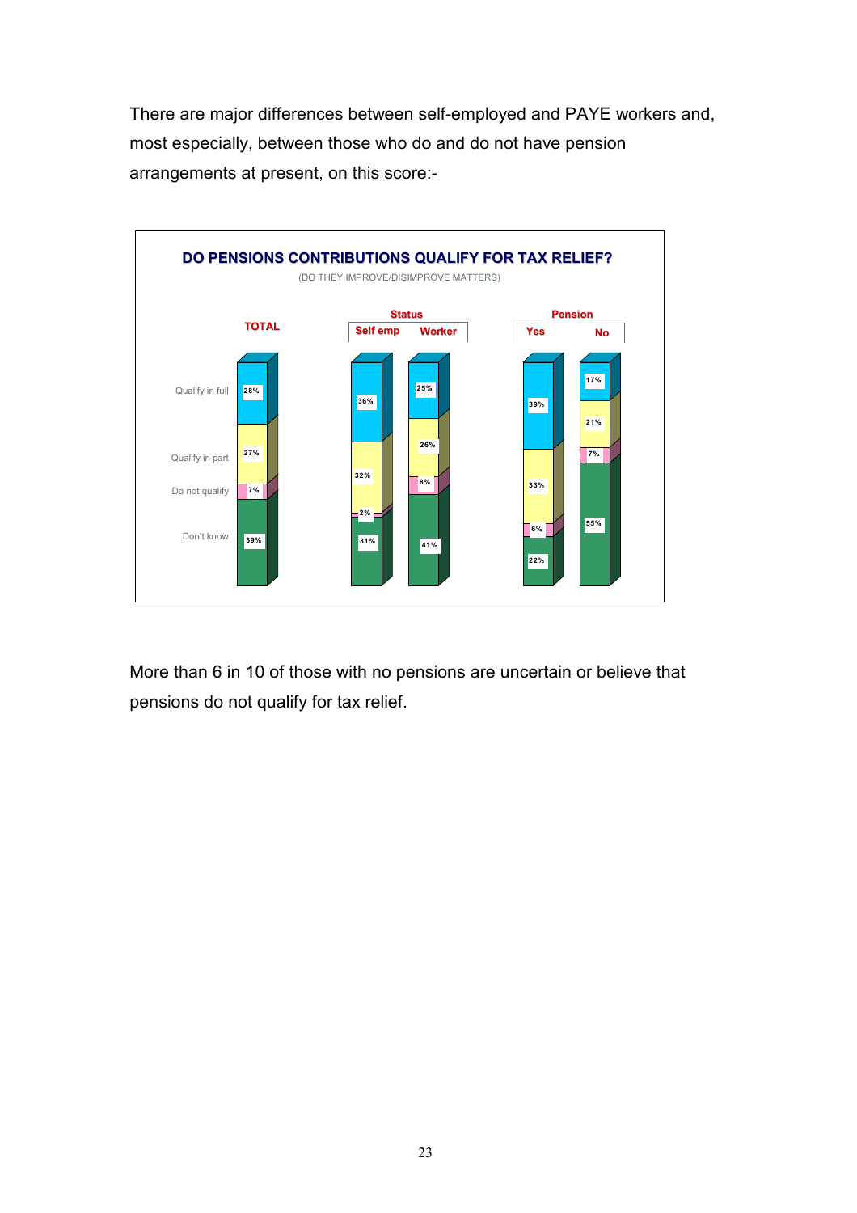There are major differences between self-employed and PAYE workers and, most especially, between those who do and do not have pension arrangements at present, on this score:-

**DO PENSIONS CONTRIBUTIONS QUALIFY FOR TAX RELIEF?**

(DO THEY IMPROVE/DISIMPROVE MATTERS)

| | TOTAL | Status: Self emp | Status: Worker | Pension: Yes | Pension: No |
|---|---|---|---|---|---|
| Qualify in full | 28% | 36% | 25% | 39% | 17% |
| Qualify in part | 27% | 32% | 26% | 33% | 21% |
| Do not qualify | 7% | 2% | 8% | 6% | 7% |
| Don't know | 39% | 31% | 41% | 22% | 55% |

More than 6 in 10 of those with no pensions are uncertain or believe that pensions do not qualify for tax relief.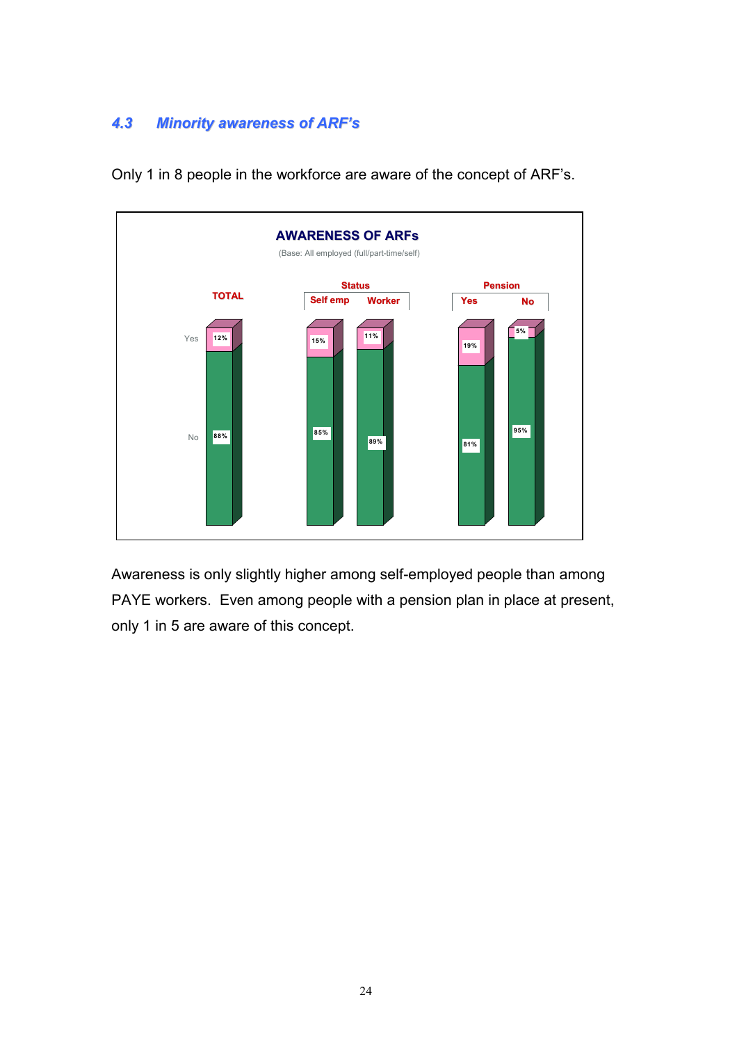### *4.3 Minority awareness of ARF's*

Only 1 in 8 people in the workforce are aware of the concept of ARF's.

**AWARENESS OF ARFs**

(Base: All employed (full/part-time/self)

| | TOTAL | Status: Self emp | Status: Worker | Pension: Yes | Pension: No |
|---|---|---|---|---|---|
| Yes | 12% | 15% | 11% | 19% | 5% |
| No | 88% | 85% | 89% | 81% | 95% |

Awareness is only slightly higher among self-employed people than among PAYE workers. Even among people with a pension plan in place at present, only 1 in 5 are aware of this concept.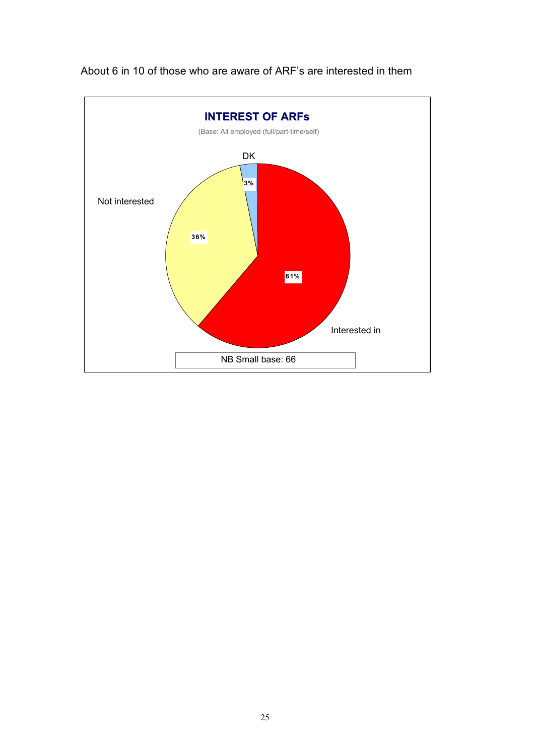About 6 in 10 of those who are aware of ARF's are interested in them

**INTEREST OF ARFs**

(Base: All employed (full/part-time/self)

| Response | % |
|---|---|
| Interested in | 61% |
| Not interested | 36% |
| DK | 3% |

NB Small base: 66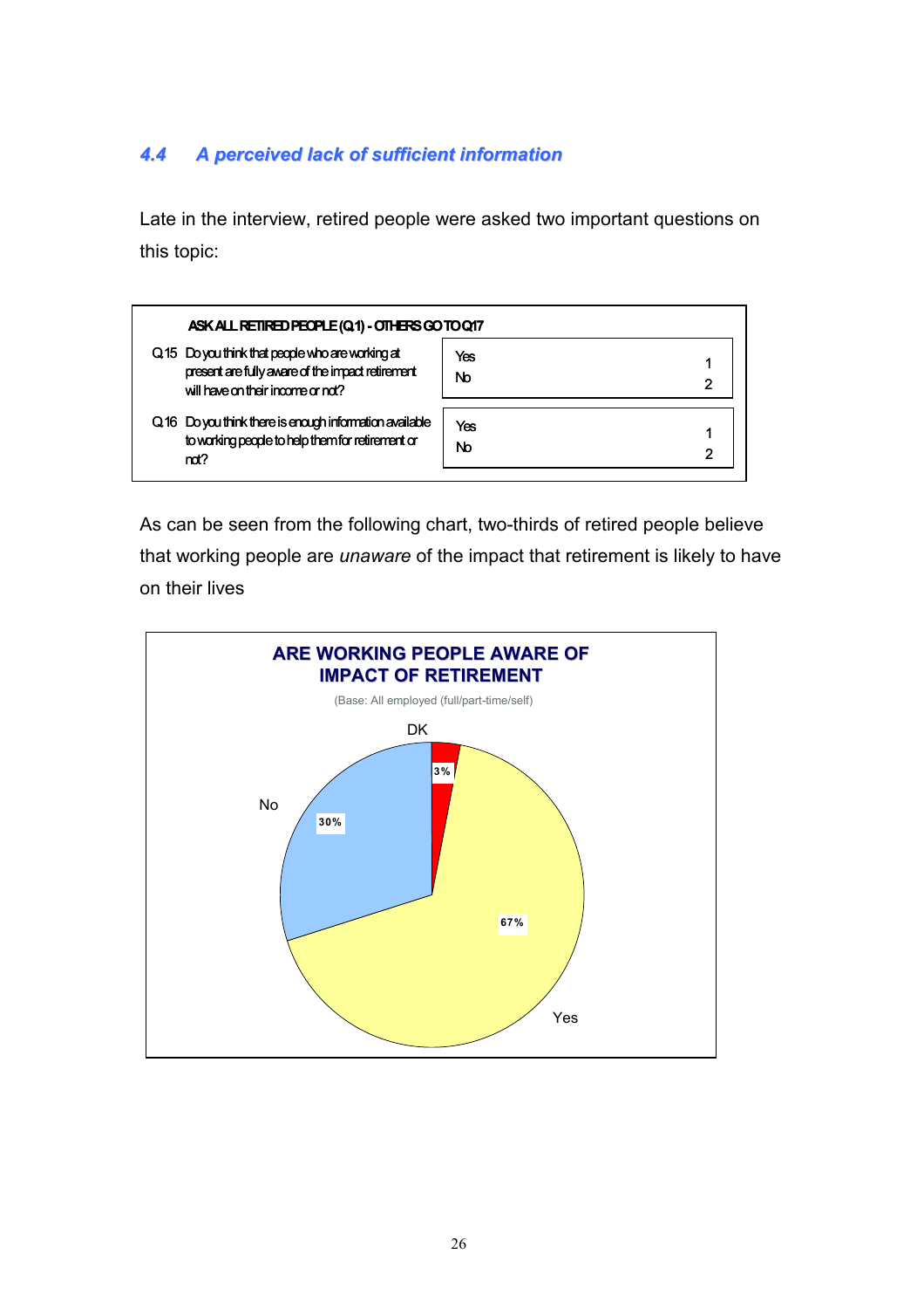### *4.4 A perceived lack of sufficient information*

Late in the interview, retired people were asked two important questions on this topic:

**ASK ALL RETIRED PEOPLE (Q1) - OTHERS GO TO Q17**

| Question | Response | Code |
|---|---|---|
| Q15 Do you think that people who are working at present are fully aware of the impact retirement will have on their income or not? | Yes | 1 |
| | No | 2 |
| Q16 Do you think there is enough information available to working people to help them for retirement or not? | Yes | 1 |
| | No | 2 |

As can be seen from the following chart, two-thirds of retired people believe that working people are *unaware* of the impact that retirement is likely to have on their lives

**ARE WORKING PEOPLE AWARE OF IMPACT OF RETIREMENT**

(Base: All employed (full/part-time/self))

| Response | % |
|---|---|
| Yes | 67% |
| No | 30% |
| DK | 3% |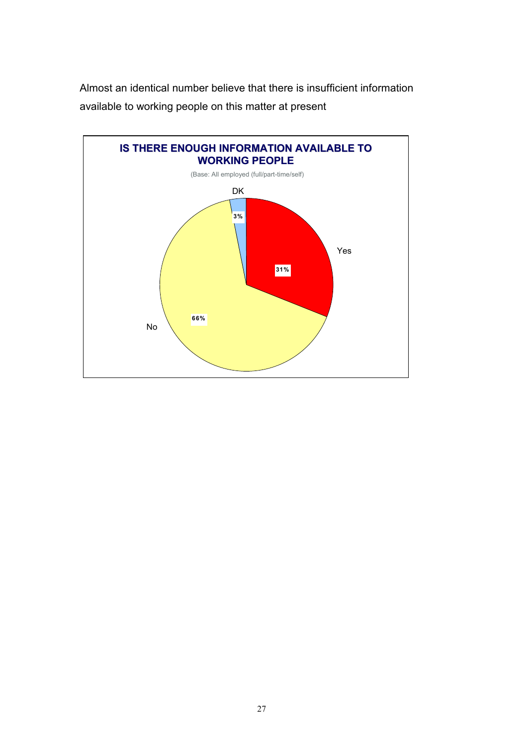Almost an identical number believe that there is insufficient information available to working people on this matter at present

**IS THERE ENOUGH INFORMATION AVAILABLE TO WORKING PEOPLE**

(Base: All employed (full/part-time/self)

| Response | % |
|---|---|
| Yes | 31% |
| No | 66% |
| DK | 3% |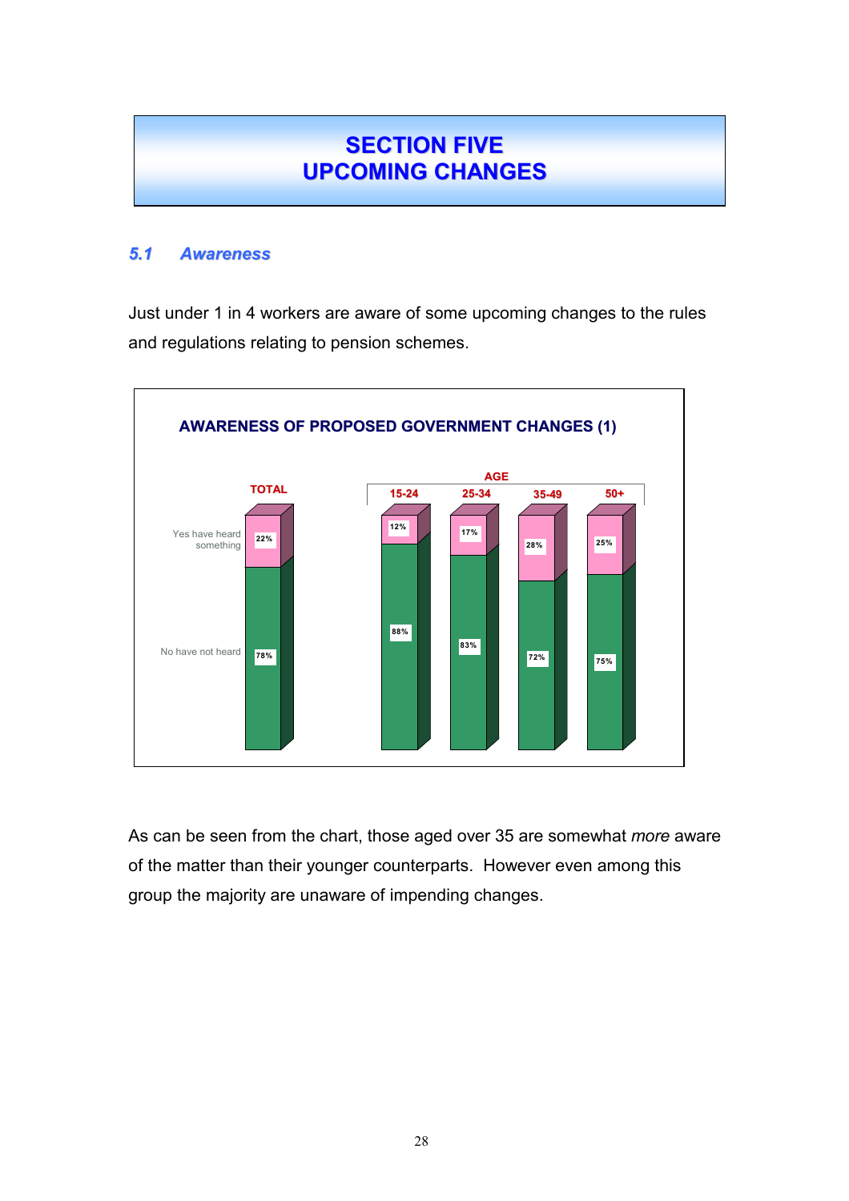# SECTION FIVE
# UPCOMING CHANGES

## *5.1 Awareness*

Just under 1 in 4 workers are aware of some upcoming changes to the rules and regulations relating to pension schemes.

**AWARENESS OF PROPOSED GOVERNMENT CHANGES (1)**

| | TOTAL | AGE | | | |
|---|---|---|---|---|---|
| | | 15-24 | 25-34 | 35-49 | 50+ |
| Yes have heard something | 22% | 12% | 17% | 28% | 25% |
| No have not heard | 78% | 88% | 83% | 72% | 75% |

As can be seen from the chart, those aged over 35 are somewhat *more* aware of the matter than their younger counterparts. However even among this group the majority are unaware of impending changes.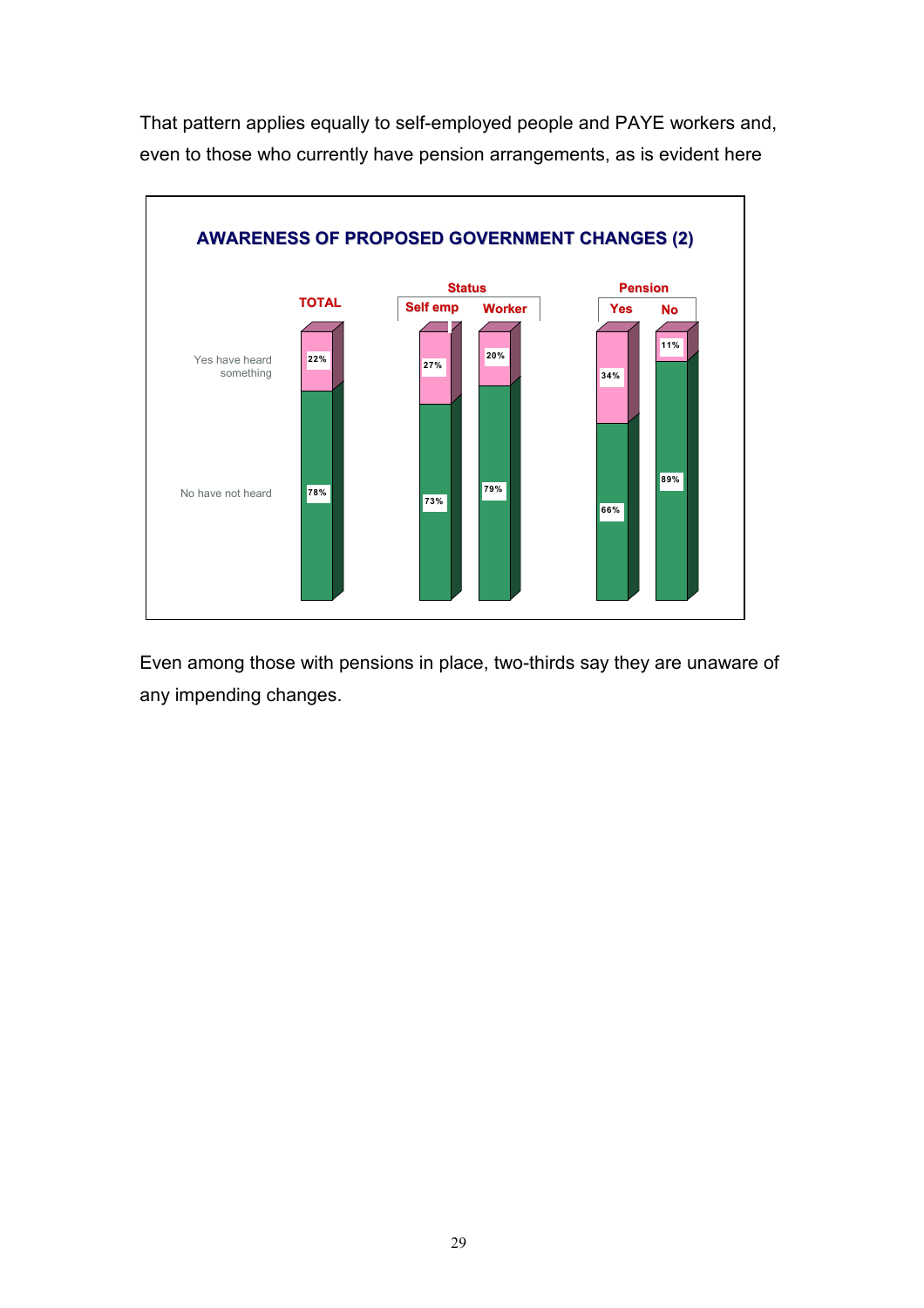That pattern applies equally to self-employed people and PAYE workers and, even to those who currently have pension arrangements, as is evident here

**AWARENESS OF PROPOSED GOVERNMENT CHANGES (2)**

| | TOTAL | Status: Self emp | Status: Worker | Pension: Yes | Pension: No |
|---|---|---|---|---|---|
| Yes have heard something | 22% | 27% | 20% | 34% | 11% |
| No have not heard | 78% | 73% | 79% | 66% | 89% |

Even among those with pensions in place, two-thirds say they are unaware of any impending changes.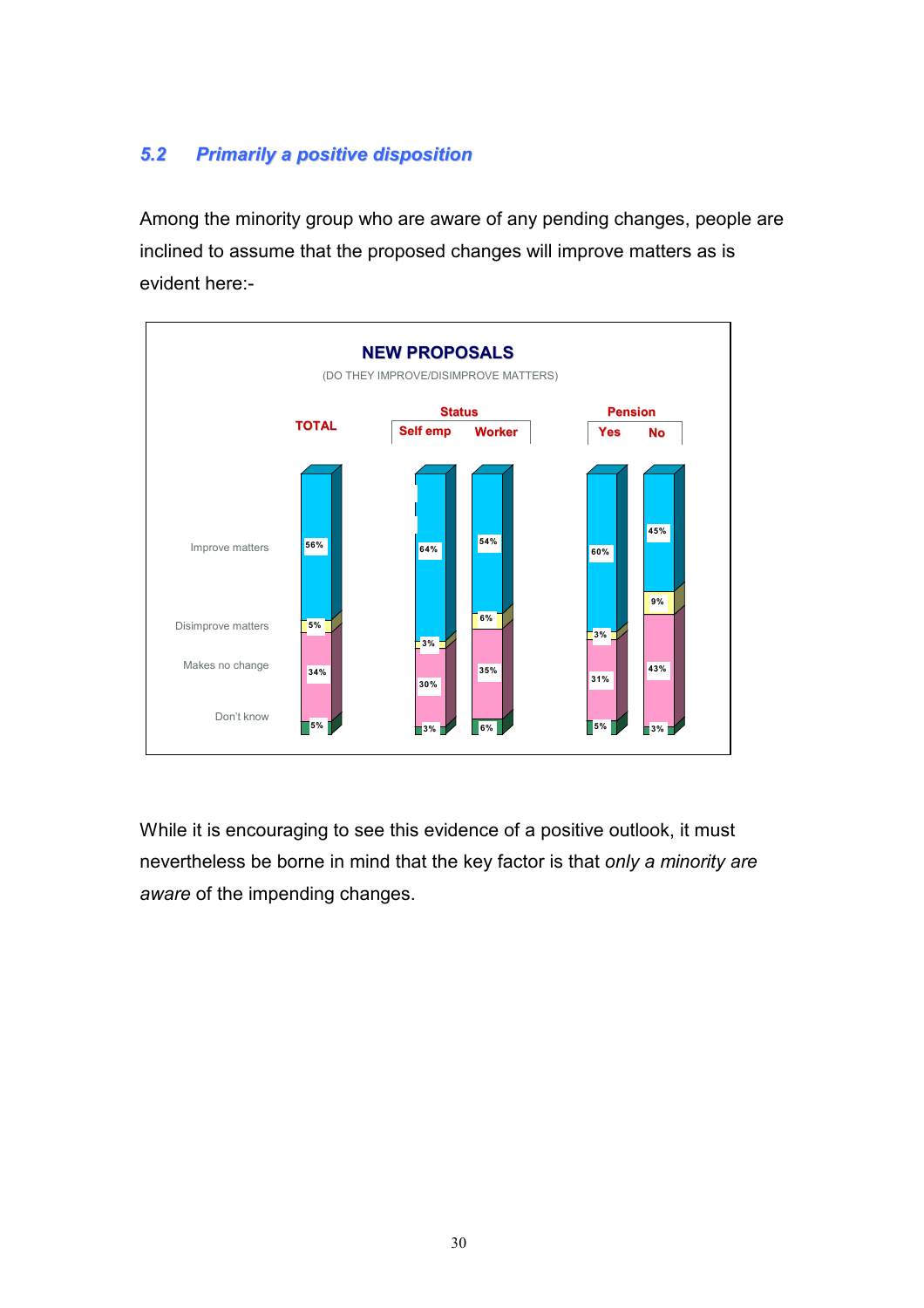## 5.2 *Primarily a positive disposition*

Among the minority group who are aware of any pending changes, people are inclined to assume that the proposed changes will improve matters as is evident here:-

NEW PROPOSALS

(DO THEY IMPROVE/DISIMPROVE MATTERS)

TOTAL

Status

Self emp

Worker

Pension

Yes

No

Improve matters

Disimprove matters

Makes no change

Don't know

56%
5%
34%
5%

64%
3%
30%
3%

54%
6%
35%
6%

60%
3%
31%
5%

45%
9%
43%
3%

While it is encouraging to see this evidence of a positive outlook, it must nevertheless be borne in mind that the key factor is that *only a minority are aware* of the impending changes.